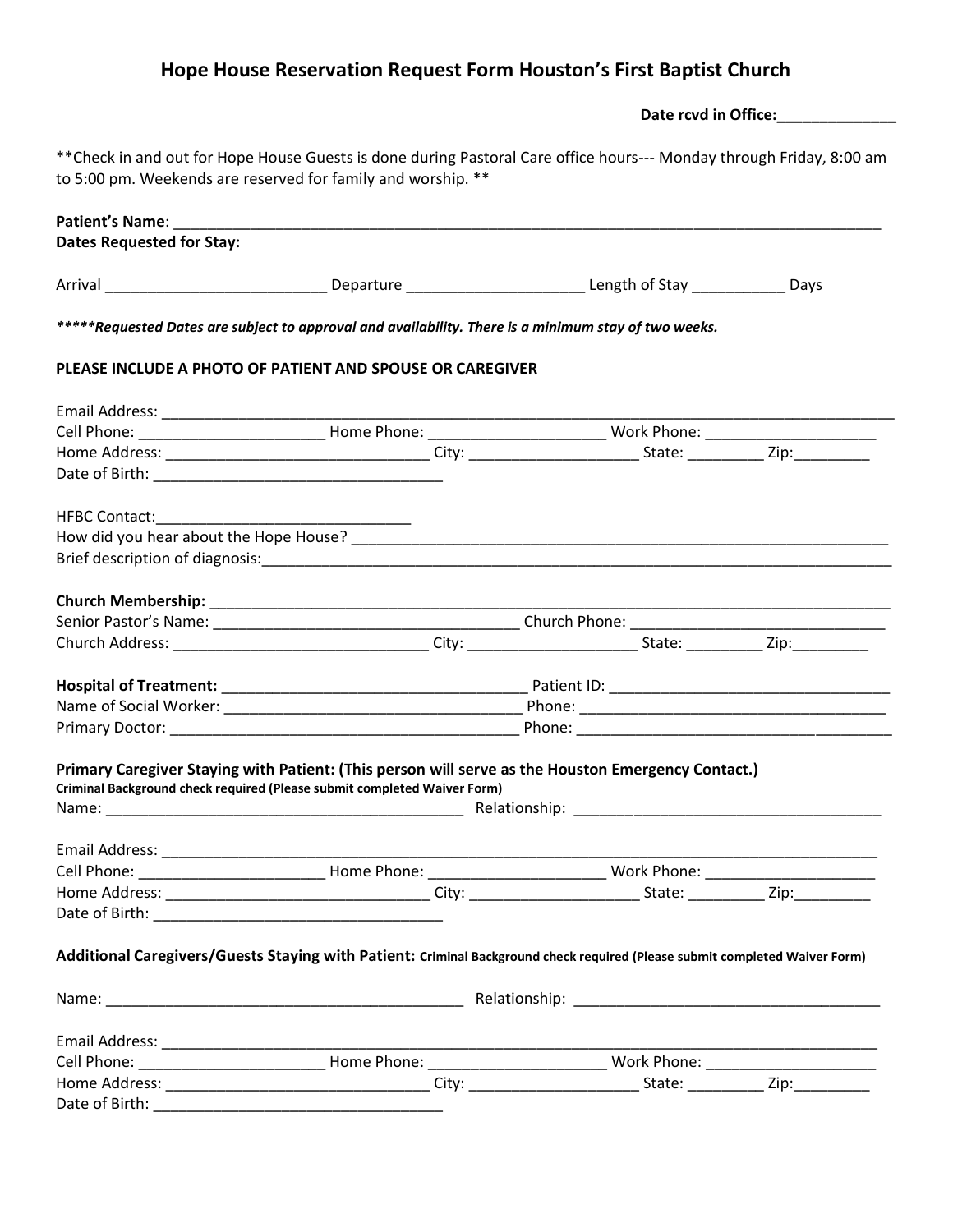# Hope House Reservation Request Form Houston's First Baptist Church

**Date rcvd in Office:______________**

**Check in and out for Hope House Guests is done during Pastoral Care office hours--- Monday through Friday, 8:00 am to 5:00 pm. Weekends are reserved for family and worship. **

**Patient's Name**: ________________________________________________________________________________________

**Dates Requested for Stay:**

Arrival __________________________ Departure _____________________ Length of Stay ___________ Days

***\*\*\*\*\*Requested Dates are subject to approval and availability. There is a minimum stay of two weeks.***

**PLEASE INCLUDE A PHOTO OF PATIENT AND SPOUSE OR CAREGIVER**

Email Address: ________________________________________________________________________________________
Cell Phone: ______________________ Home Phone: _____________________ Work Phone: ____________________
Home Address: ________________________________ City: ____________________ State: _________ Zip:_________
Date of Birth: __________________________________

HFBC Contact:______________________________
How did you hear about the Hope House? ________________________________________________________________
Brief description of diagnosis:________________________________________________________________________

**Church Membership:** ____________________________________________________________________________
Senior Pastor's Name: ______________________________________ Church Phone: ______________________________
Church Address: ______________________________ City: ____________________ State: _________ Zip:_________

**Hospital of Treatment:** ____________________________________ Patient ID: __________________________________
Name of Social Worker: ____________________________________ Phone: ____________________________________
Primary Doctor: __________________________________________ Phone: ____________________________________

**Primary Caregiver Staying with Patient: (This person will serve as the Houston Emergency Contact.)**
**Criminal Background check required (Please submit completed Waiver Form)**
Name: ___________________________________________ Relationship: ____________________________________

Email Address: ________________________________________________________________________________________
Cell Phone: ______________________ Home Phone: _____________________ Work Phone: ____________________
Home Address: ________________________________ City: ____________________ State: _________ Zip:_________
Date of Birth: __________________________________

**Additional Caregivers/Guests Staying with Patient: Criminal Background check required (Please submit completed Waiver Form)**

Name: ___________________________________________ Relationship: ____________________________________

Email Address: ________________________________________________________________________________________
Cell Phone: ______________________ Home Phone: _____________________ Work Phone: ____________________
Home Address: ________________________________ City: ____________________ State: _________ Zip:_________
Date of Birth: __________________________________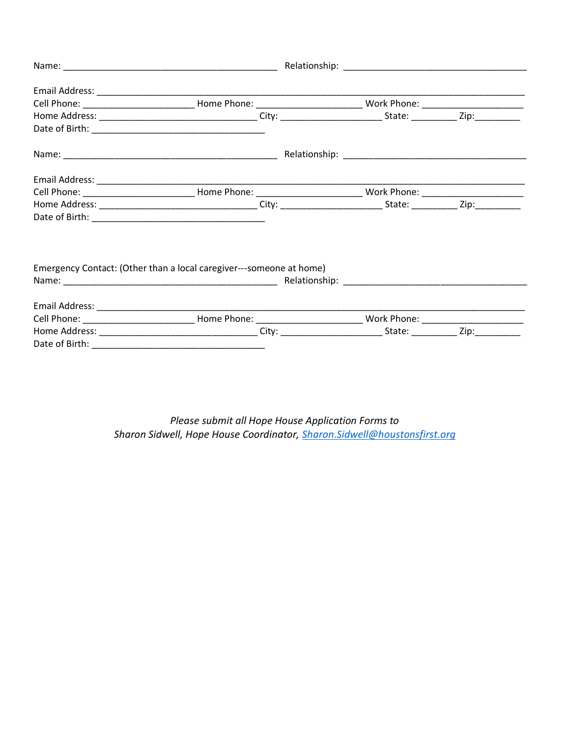Name: ___________________________________________ Relationship: ____________________________________

Email Address: _____________________________________________________________________________________
Cell Phone: ______________________ Home Phone: _____________________ Work Phone: ____________________
Home Address: ________________________________ City: ____________________ State: _________ Zip:_________
Date of Birth: __________________________________

Name: ___________________________________________ Relationship: ____________________________________

Email Address: _____________________________________________________________________________________
Cell Phone: ______________________ Home Phone: _____________________ Work Phone: ____________________
Home Address: ________________________________ City: ____________________ State: _________ Zip:_________
Date of Birth: __________________________________

Emergency Contact: (Other than a local caregiver---someone at home)
Name: ___________________________________________ Relationship: ____________________________________

Email Address: _____________________________________________________________________________________
Cell Phone: ______________________ Home Phone: _____________________ Work Phone: ____________________
Home Address: ________________________________ City: ____________________ State: _________ Zip:_________
Date of Birth: __________________________________

*Please submit all Hope House Application Forms to*
*Sharon Sidwell, Hope House Coordinator, [Sharon.Sidwell@houstonsfirst.org](mailto:Sharon.Sidwell@houstonsfirst.org)*